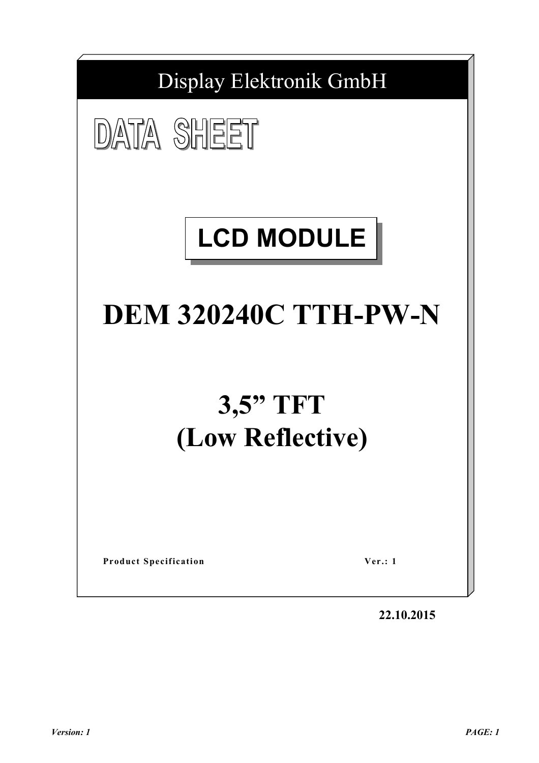Display Elektronik GmbH

# DATA SHEET

## LCD MODULE

# DEM 320240C TTH-PW-N

# 3,5” TFT
# (Low Reflective)

**Product Specification** **Ver.: 1**

**22.10.2015**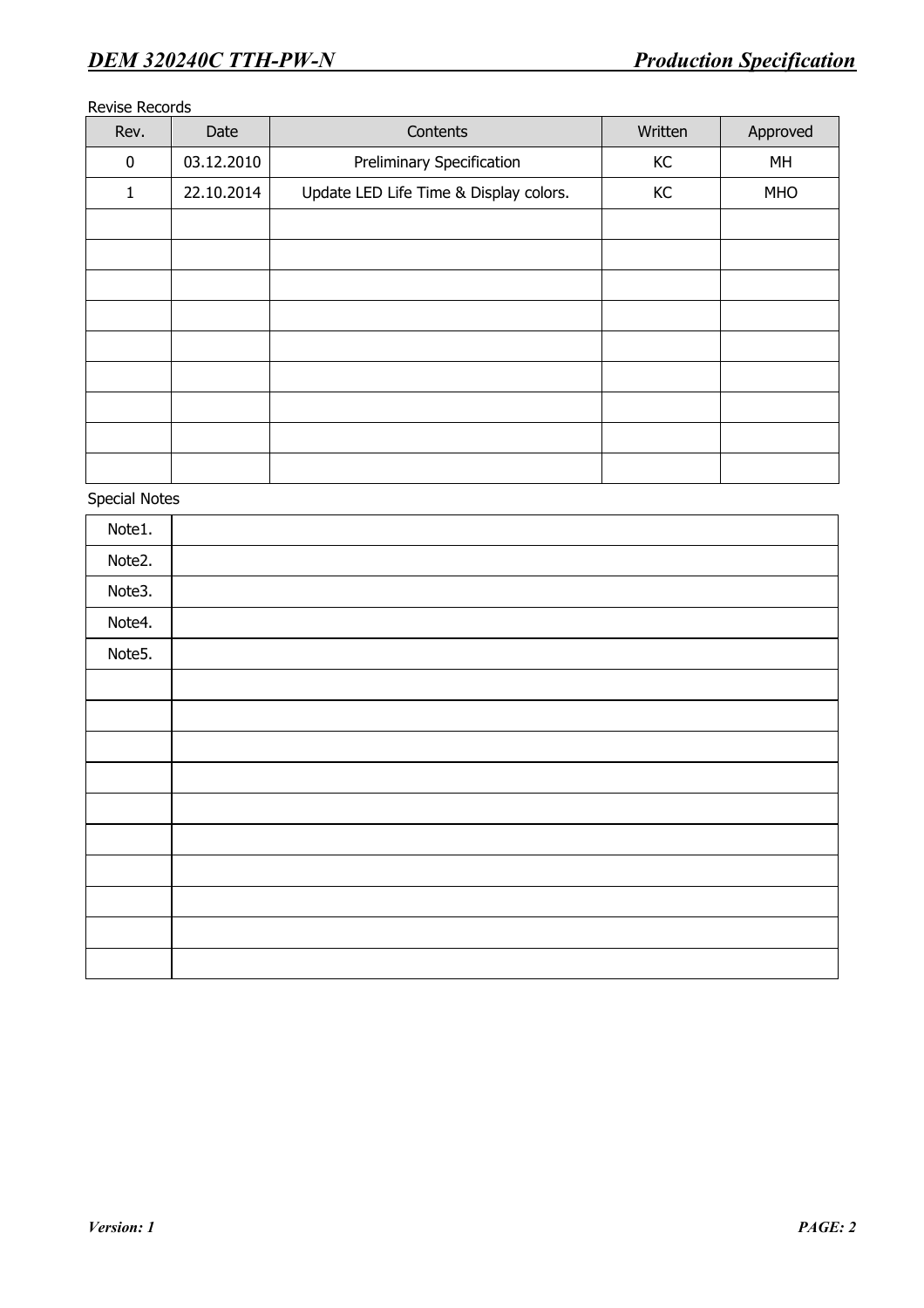Revise Records

| Rev. | Date | Contents | Written | Approved |
|---|---|---|---|---|
| 0 | 03.12.2010 | Preliminary Specification | KC | MH |
| 1 | 22.10.2014 | Update LED Life Time & Display colors. | KC | MHO |
| | | | | |
| | | | | |
| | | | | |
| | | | | |
| | | | | |
| | | | | |
| | | | | |
| | | | | |
| | | | | |

Special Notes

| | |
|---|---|
| Note1. | |
| Note2. | |
| Note3. | |
| Note4. | |
| Note5. | |
| | |
| | |
| | |
| | |
| | |
| | |
| | |
| | |
| | |
| | |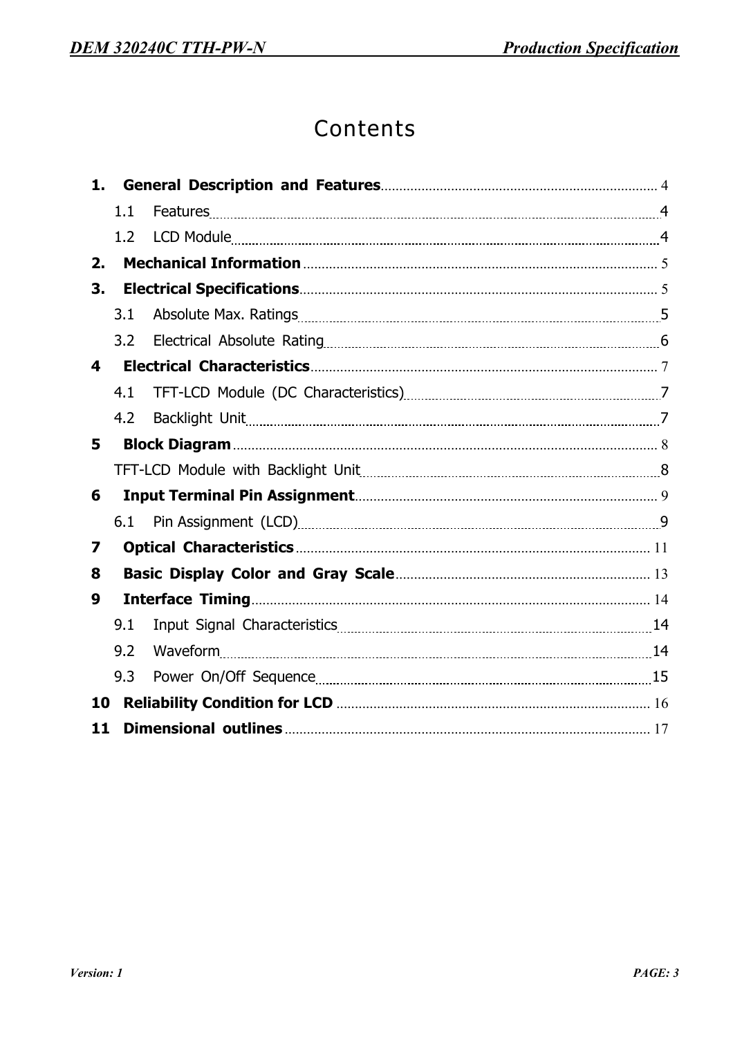# Contents

1. **General Description and Features** .......... 4
   - 1.1 Features .......... 4
   - 1.2 LCD Module .......... 4
2. **Mechanical Information** .......... 5
3. **Electrical Specifications** .......... 5
   - 3.1 Absolute Max. Ratings .......... 5
   - 3.2 Electrical Absolute Rating .......... 6
4. **Electrical Characteristics** .......... 7
   - 4.1 TFT-LCD Module (DC Characteristics) .......... 7
   - 4.2 Backlight Unit .......... 7
5. **Block Diagram** .......... 8
   - TFT-LCD Module with Backlight Unit .......... 8
6. **Input Terminal Pin Assignment** .......... 9
   - 6.1 Pin Assignment (LCD) .......... 9
7. **Optical Characteristics** .......... 11
8. **Basic Display Color and Gray Scale** .......... 13
9. **Interface Timing** .......... 14
   - 9.1 Input Signal Characteristics .......... 14
   - 9.2 Waveform .......... 14
   - 9.3 Power On/Off Sequence .......... 15
10. **Reliability Condition for LCD** .......... 16
11. **Dimensional outlines** .......... 17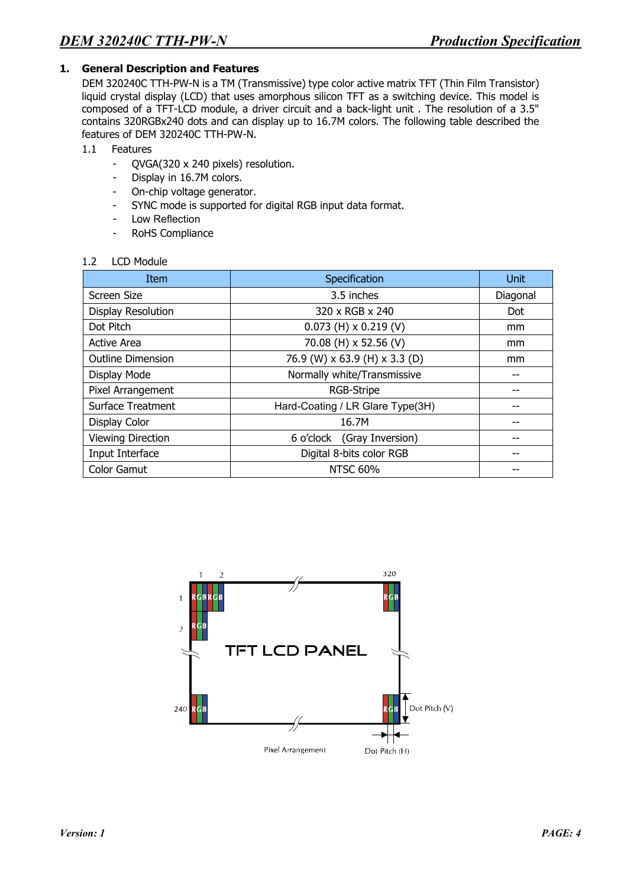## 1. General Description and Features

DEM 320240C TTH-PW-N is a TM (Transmissive) type color active matrix TFT (Thin Film Transistor) liquid crystal display (LCD) that uses amorphous silicon TFT as a switching device. This model is composed of a TFT-LCD module, a driver circuit and a back-light unit . The resolution of a 3.5" contains 320RGBx240 dots and can display up to 16.7M colors. The following table described the features of DEM 320240C TTH-PW-N.

### 1.1 Features

- QVGA(320 x 240 pixels) resolution.
- Display in 16.7M colors.
- On-chip voltage generator.
- SYNC mode is supported for digital RGB input data format.
- Low Reflection
- RoHS Compliance

### 1.2 LCD Module

| Item | Specification | Unit |
|---|---|---|
| Screen Size | 3.5 inches | Diagonal |
| Display Resolution | 320 x RGB x 240 | Dot |
| Dot Pitch | 0.073 (H) x 0.219 (V) | mm |
| Active Area | 70.08 (H) x 52.56 (V) | mm |
| Outline Dimension | 76.9 (W) x 63.9 (H) x 3.3 (D) | mm |
| Display Mode | Normally white/Transmissive | -- |
| Pixel Arrangement | RGB-Stripe | -- |
| Surface Treatment | Hard-Coating / LR Glare Type(3H) | -- |
| Display Color | 16.7M | -- |
| Viewing Direction | 6 o'clock (Gray Inversion) | -- |
| Input Interface | Digital 8-bits color RGB | -- |
| Color Gamut | NTSC 60% | -- |

TFT LCD PANEL

Pixel Arrangement

Dot Pitch (V)

Dot Pitch (H)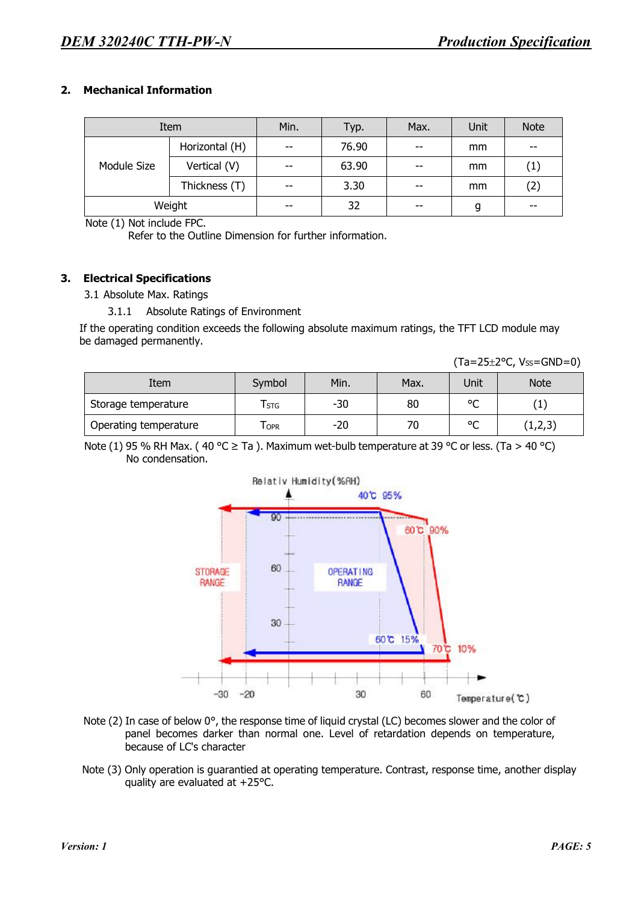## 2. Mechanical Information

| Item | | Min. | Typ. | Max. | Unit | Note |
|---|---|---|---|---|---|---|
| Module Size | Horizontal (H) | -- | 76.90 | -- | mm | -- |
| | Vertical (V) | -- | 63.90 | -- | mm | (1) |
| | Thickness (T) | -- | 3.30 | -- | mm | (2) |
| Weight | | -- | 32 | -- | g | -- |

Note (1) Not include FPC.
Refer to the Outline Dimension for further information.

## 3. Electrical Specifications

### 3.1 Absolute Max. Ratings

#### 3.1.1 Absolute Ratings of Environment

If the operating condition exceeds the following absolute maximum ratings, the TFT LCD module may be damaged permanently.

(Ta=25±2°C, $V_{SS}$=GND=0)

| Item | Symbol | Min. | Max. | Unit | Note |
|---|---|---|---|---|---|
| Storage temperature | $T_{STG}$ | -30 | 80 | °C | (1) |
| Operating temperature | $T_{OPR}$ | -20 | 70 | °C | (1,2,3) |

Note (1) 95 % RH Max. ( 40 °C ≥ Ta ). Maximum wet-bulb temperature at 39 °C or less. (Ta > 40 °C) No condensation.

Note (2) In case of below 0°, the response time of liquid crystal (LC) becomes slower and the color of panel becomes darker than normal one. Level of retardation depends on temperature, because of LC's character

Note (3) Only operation is guarantied at operating temperature. Contrast, response time, another display quality are evaluated at +25°C.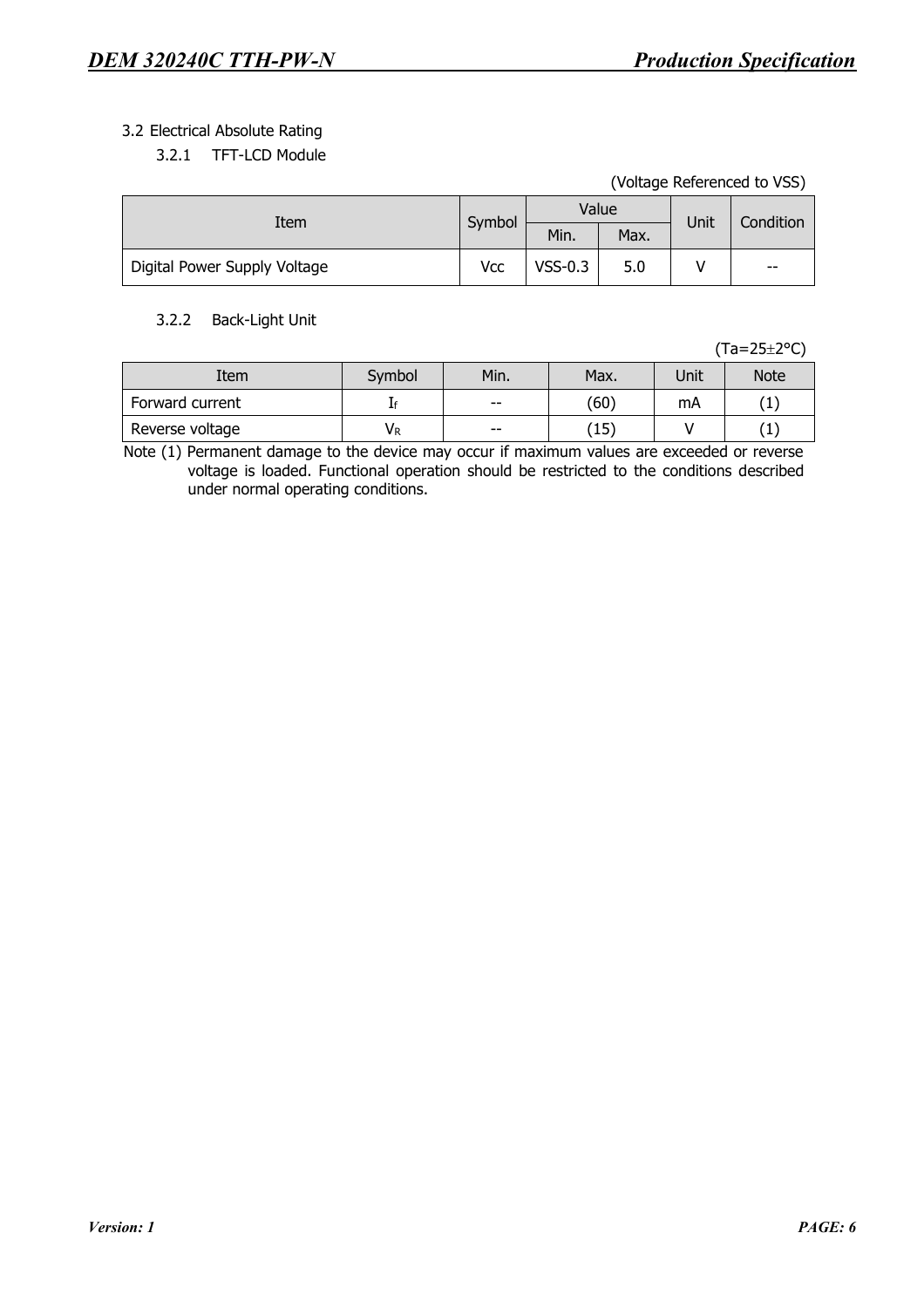3.2 Electrical Absolute Rating

3.2.1 TFT-LCD Module

(Voltage Referenced to VSS)

| Item | Symbol | Value | | Unit | Condition |
|---|---|---|---|---|---|
| | | Min. | Max. | | |
| Digital Power Supply Voltage | Vcc | VSS-0.3 | 5.0 | V | -- |

3.2.2 Back-Light Unit

(Ta=25±2°C)

| Item | Symbol | Min. | Max. | Unit | Note |
|---|---|---|---|---|---|
| Forward current | $I_f$ | -- | (60) | mA | (1) |
| Reverse voltage | $V_R$ | -- | (15) | V | (1) |

Note (1) Permanent damage to the device may occur if maximum values are exceeded or reverse voltage is loaded. Functional operation should be restricted to the conditions described under normal operating conditions.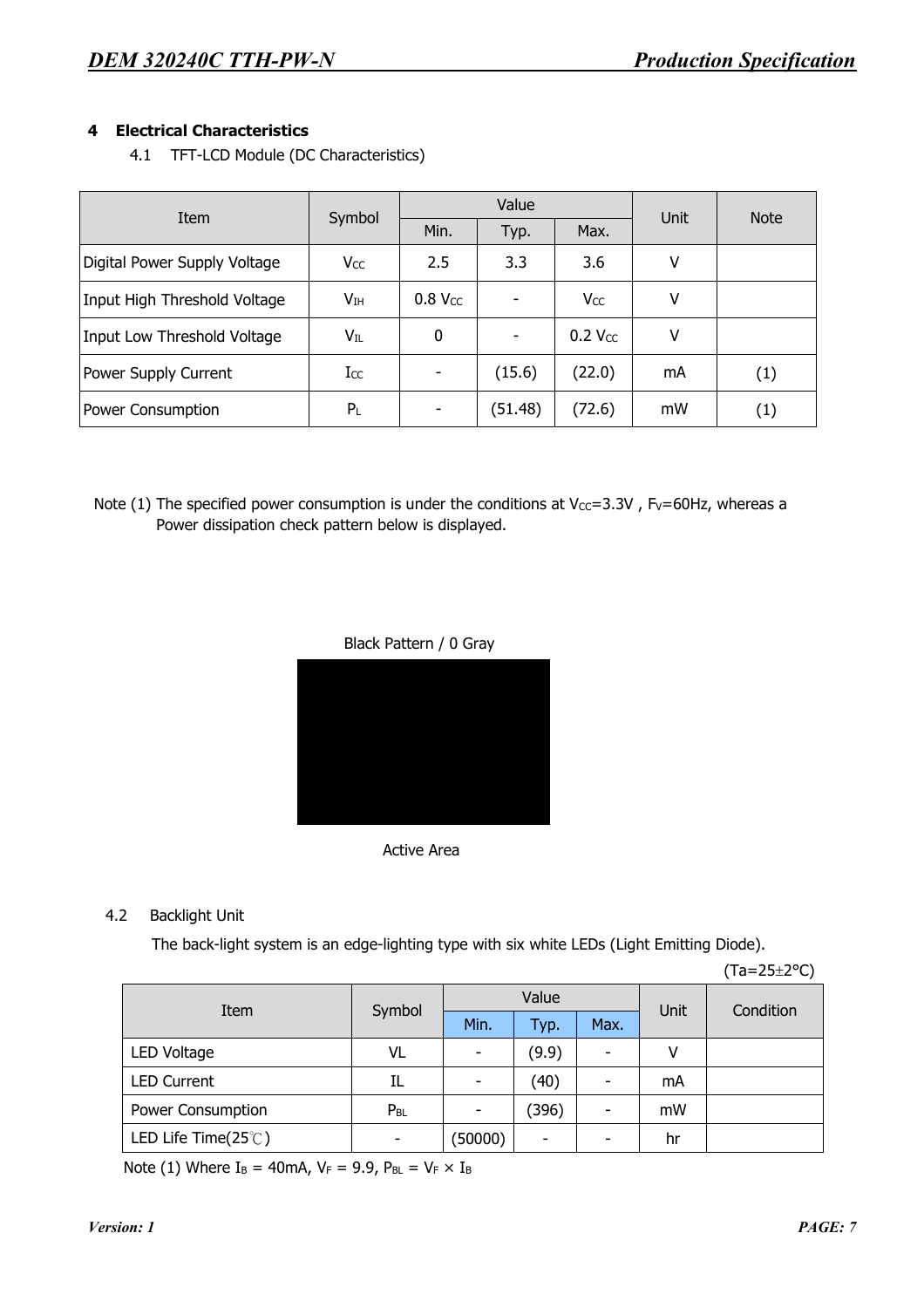## 4 Electrical Characteristics

### 4.1 TFT-LCD Module (DC Characteristics)

| Item | Symbol | Value | | | Unit | Note |
|---|---|---|---|---|---|---|
| | | Min. | Typ. | Max. | | |
| Digital Power Supply Voltage | $V_{CC}$ | 2.5 | 3.3 | 3.6 | V | |
| Input High Threshold Voltage | $V_{IH}$ | 0.8 $V_{CC}$ | - | $V_{CC}$ | V | |
| Input Low Threshold Voltage | $V_{IL}$ | 0 | - | 0.2 $V_{CC}$ | V | |
| Power Supply Current | $I_{CC}$ | - | (15.6) | (22.0) | mA | (1) |
| Power Consumption | $P_L$ | - | (51.48) | (72.6) | mW | (1) |

Note (1) The specified power consumption is under the conditions at $V_{CC}$=3.3V , $F_V$=60Hz, whereas a Power dissipation check pattern below is displayed.

Black Pattern / 0 Gray

Active Area

### 4.2 Backlight Unit

The back-light system is an edge-lighting type with six white LEDs (Light Emitting Diode).

(Ta=25±2°C)

| Item | Symbol | Value | | | Unit | Condition |
|---|---|---|---|---|---|---|
| | | Min. | Typ. | Max. | | |
| LED Voltage | VL | - | (9.9) | - | V | |
| LED Current | IL | - | (40) | - | mA | |
| Power Consumption | $P_{BL}$ | - | (396) | - | mW | |
| LED Life Time(25℃) | - | (50000) | - | - | hr | |

Note (1) Where $I_B$ = 40mA, $V_F$ = 9.9, $P_{BL} = V_F \times I_B$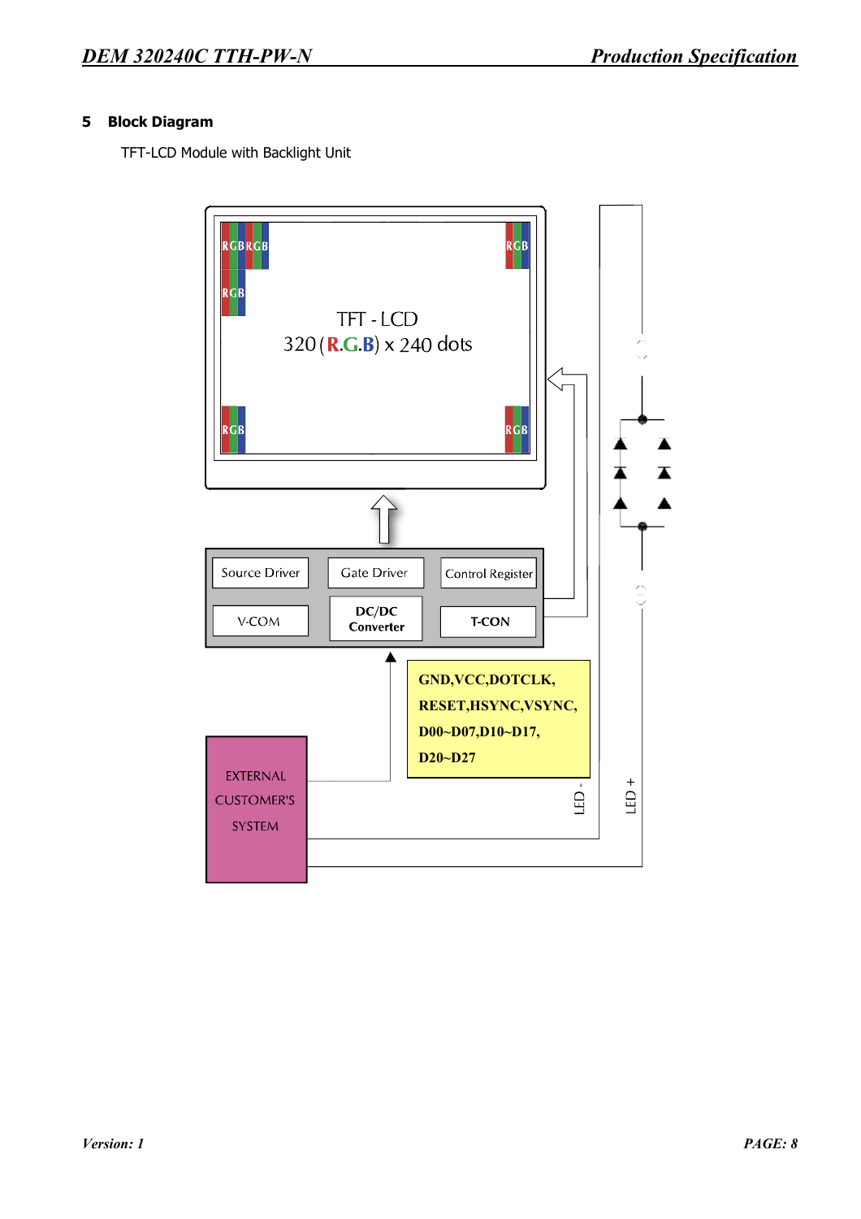## 5 Block Diagram

TFT-LCD Module with Backlight Unit

TFT - LCD

320 (R.G.B) x 240 dots

Source Driver

Gate Driver

Control Register

V-COM

DC/DC Converter

T-CON

GND,VCC,DOTCLK, RESET,HSYNC,VSYNC, D00~D07,D10~D17, D20~D27

EXTERNAL CUSTOMER'S SYSTEM

LED -

LED +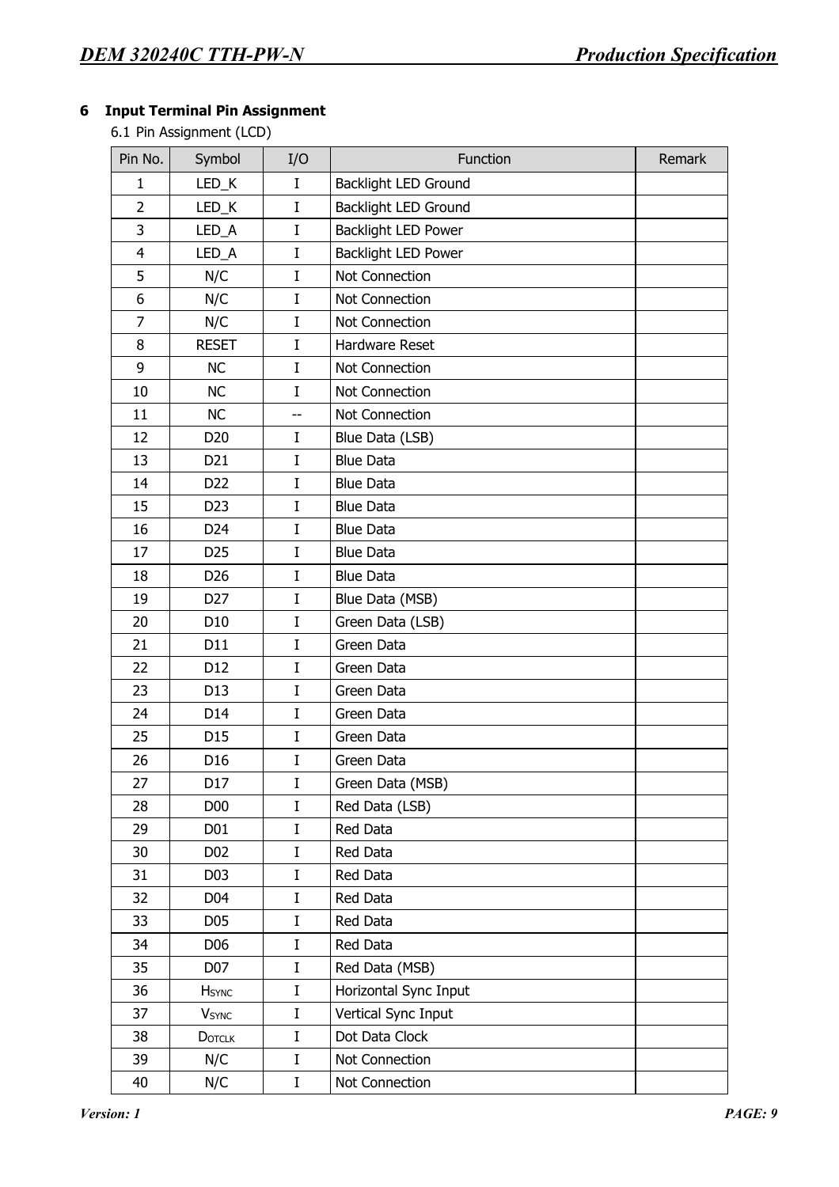# 6 Input Terminal Pin Assignment

6.1 Pin Assignment (LCD)

| Pin No. | Symbol | I/O | Function | Remark |
|---|---|---|---|---|
| 1 | LED_K | I | Backlight LED Ground | |
| 2 | LED_K | I | Backlight LED Ground | |
| 3 | LED_A | I | Backlight LED Power | |
| 4 | LED_A | I | Backlight LED Power | |
| 5 | N/C | I | Not Connection | |
| 6 | N/C | I | Not Connection | |
| 7 | N/C | I | Not Connection | |
| 8 | RESET | I | Hardware Reset | |
| 9 | NC | I | Not Connection | |
| 10 | NC | I | Not Connection | |
| 11 | NC | -- | Not Connection | |
| 12 | D20 | I | Blue Data (LSB) | |
| 13 | D21 | I | Blue Data | |
| 14 | D22 | I | Blue Data | |
| 15 | D23 | I | Blue Data | |
| 16 | D24 | I | Blue Data | |
| 17 | D25 | I | Blue Data | |
| 18 | D26 | I | Blue Data | |
| 19 | D27 | I | Blue Data (MSB) | |
| 20 | D10 | I | Green Data (LSB) | |
| 21 | D11 | I | Green Data | |
| 22 | D12 | I | Green Data | |
| 23 | D13 | I | Green Data | |
| 24 | D14 | I | Green Data | |
| 25 | D15 | I | Green Data | |
| 26 | D16 | I | Green Data | |
| 27 | D17 | I | Green Data (MSB) | |
| 28 | D00 | I | Red Data (LSB) | |
| 29 | D01 | I | Red Data | |
| 30 | D02 | I | Red Data | |
| 31 | D03 | I | Red Data | |
| 32 | D04 | I | Red Data | |
| 33 | D05 | I | Red Data | |
| 34 | D06 | I | Red Data | |
| 35 | D07 | I | Red Data (MSB) | |
| 36 | $H_{SYNC}$ | I | Horizontal Sync Input | |
| 37 | $V_{SYNC}$ | I | Vertical Sync Input | |
| 38 | $D_{OTCLK}$ | I | Dot Data Clock | |
| 39 | N/C | I | Not Connection | |
| 40 | N/C | I | Not Connection | |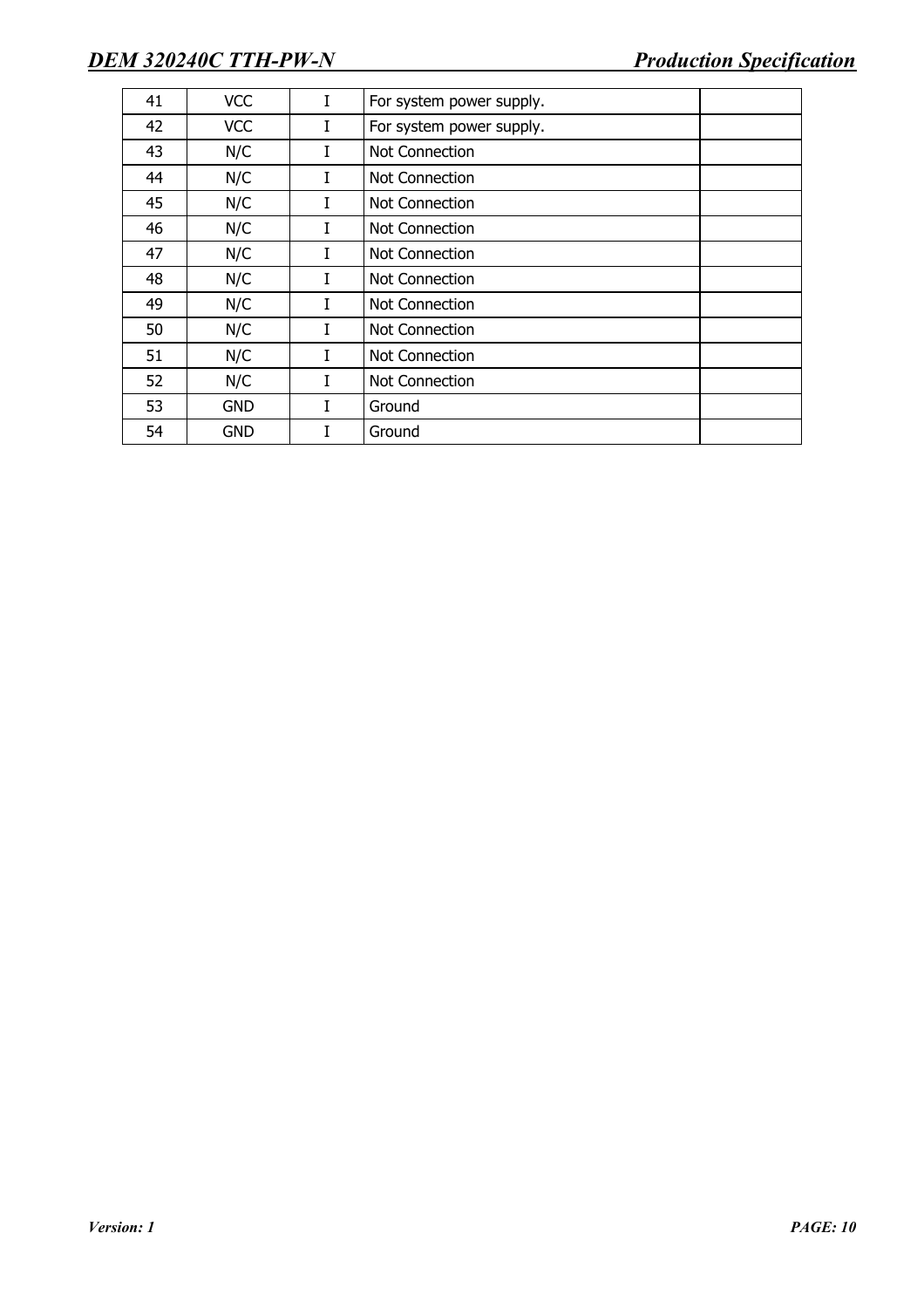| 41 | VCC | I | For system power supply. | |
|---|---|---|---|---|
| 42 | VCC | I | For system power supply. | |
| 43 | N/C | I | Not Connection | |
| 44 | N/C | I | Not Connection | |
| 45 | N/C | I | Not Connection | |
| 46 | N/C | I | Not Connection | |
| 47 | N/C | I | Not Connection | |
| 48 | N/C | I | Not Connection | |
| 49 | N/C | I | Not Connection | |
| 50 | N/C | I | Not Connection | |
| 51 | N/C | I | Not Connection | |
| 52 | N/C | I | Not Connection | |
| 53 | GND | I | Ground | |
| 54 | GND | I | Ground | |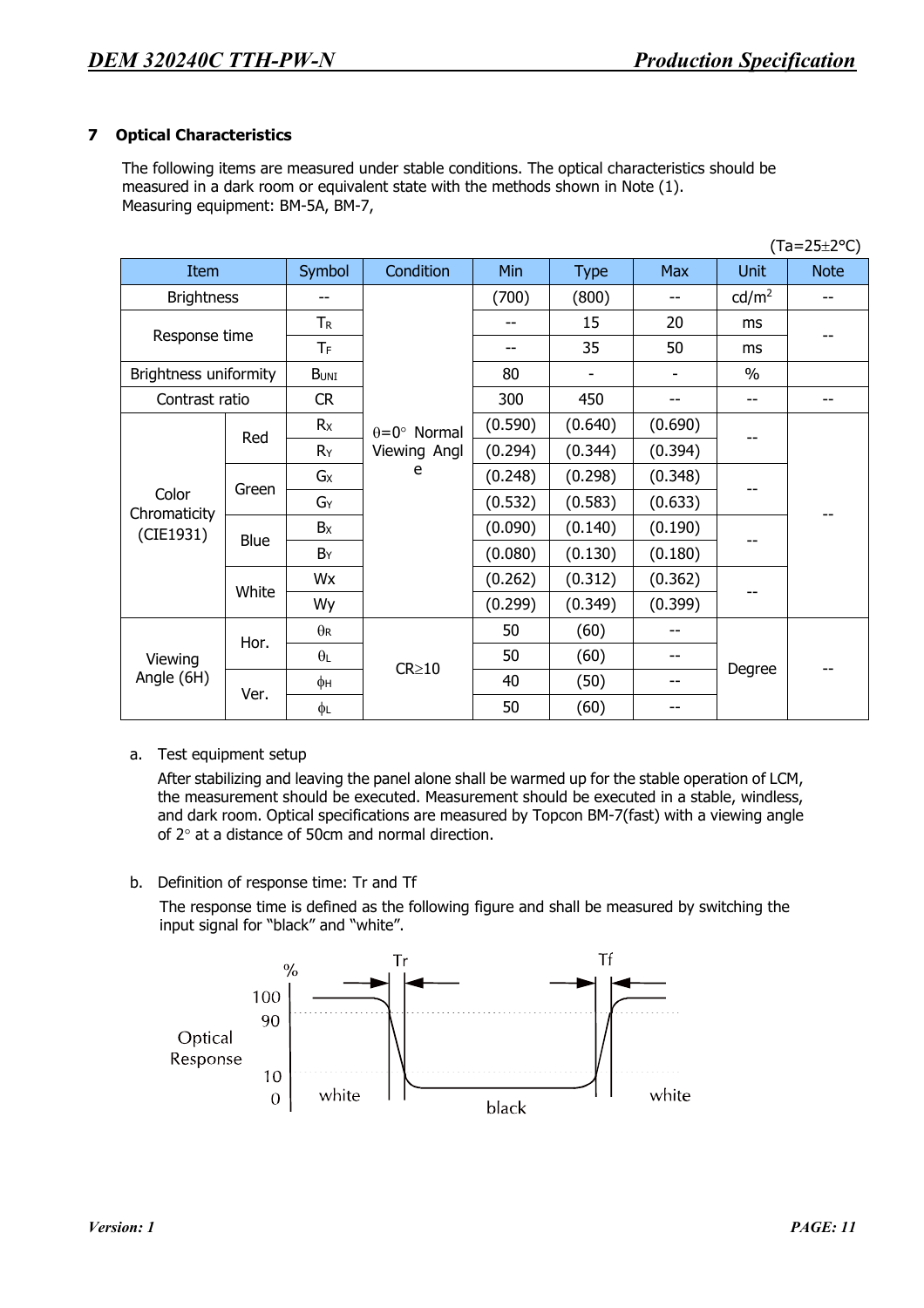## 7 Optical Characteristics

The following items are measured under stable conditions. The optical characteristics should be measured in a dark room or equivalent state with the methods shown in Note (1).
Measuring equipment: BM-5A, BM-7,

(Ta=25±2°C)

| Item | | Symbol | Condition | Min | Type | Max | Unit | Note |
|---|---|---|---|---|---|---|---|---|
| Brightness | | -- | θ=0° Normal Viewing Angle | (700) | (800) | -- | cd/m² | -- |
| Response time | | $T_R$ | | -- | 15 | 20 | ms | -- |
| | | $T_F$ | | -- | 35 | 50 | ms | |
| Brightness uniformity | | $B_{UNI}$ | | 80 | - | - | % | |
| Contrast ratio | | CR | | 300 | 450 | -- | -- | -- |
| Color Chromaticity (CIE1931) | Red | $R_X$ | | (0.590) | (0.640) | (0.690) | -- | -- |
| | | $R_Y$ | | (0.294) | (0.344) | (0.394) | | |
| | Green | $G_X$ | | (0.248) | (0.298) | (0.348) | -- | |
| | | $G_Y$ | | (0.532) | (0.583) | (0.633) | | |
| | Blue | $B_X$ | | (0.090) | (0.140) | (0.190) | -- | |
| | | $B_Y$ | | (0.080) | (0.130) | (0.180) | | |
| | White | Wx | | (0.262) | (0.312) | (0.362) | -- | |
| | | Wy | | (0.299) | (0.349) | (0.399) | | |
| Viewing Angle (6H) | Hor. | $\theta_R$ | CR≥10 | 50 | (60) | -- | Degree | -- |
| | | $\theta_L$ | | 50 | (60) | -- | | |
| | Ver. | $\phi_H$ | | 40 | (50) | -- | | |
| | | $\phi_L$ | | 50 | (60) | -- | | |

a. Test equipment setup

After stabilizing and leaving the panel alone shall be warmed up for the stable operation of LCM, the measurement should be executed. Measurement should be executed in a stable, windless, and dark room. Optical specifications are measured by Topcon BM-7(fast) with a viewing angle of 2° at a distance of 50cm and normal direction.

b. Definition of response time: Tr and Tf

The response time is defined as the following figure and shall be measured by switching the input signal for "black" and "white".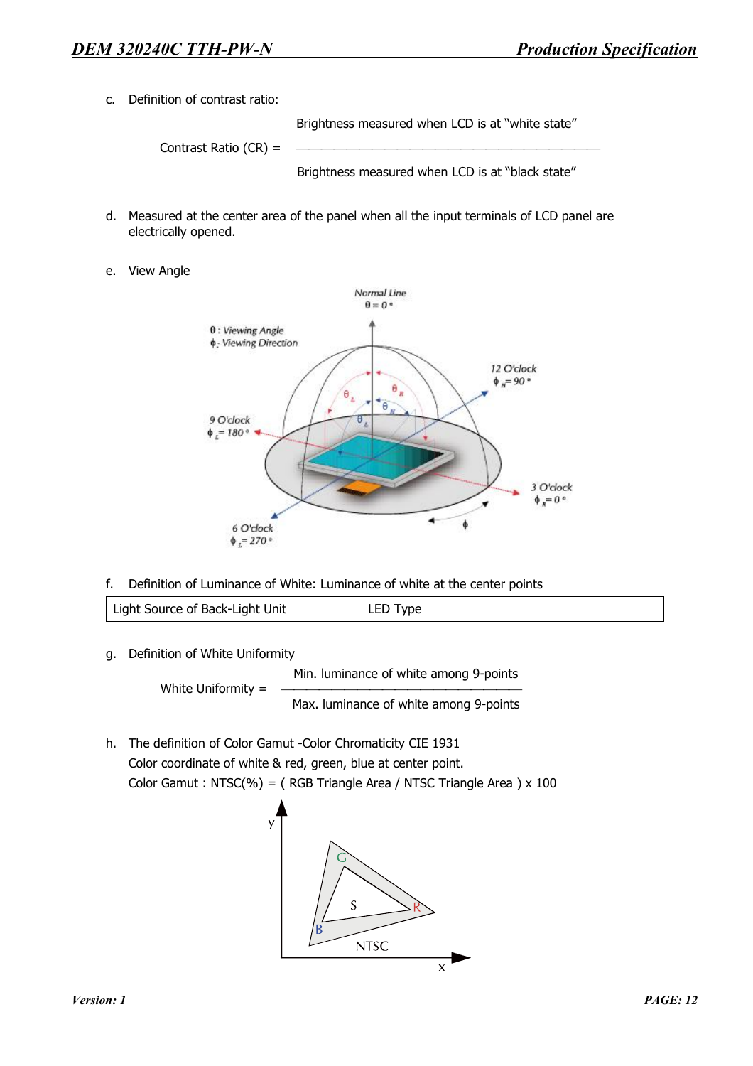c. Definition of contrast ratio:

$$\text{Contrast Ratio (CR)} = \frac{\text{Brightness measured when LCD is at "white state"}}{\text{Brightness measured when LCD is at "black state"}}$$

d. Measured at the center area of the panel when all the input terminals of LCD panel are electrically opened.

e. View Angle

f. Definition of Luminance of White: Luminance of white at the center points

| Light Source of Back-Light Unit | LED Type |
|---|---|

g. Definition of White Uniformity

$$\text{White Uniformity} = \frac{\text{Min. luminance of white among 9-points}}{\text{Max. luminance of white among 9-points}}$$

h. The definition of Color Gamut -Color Chromaticity CIE 1931
Color coordinate of white & red, green, blue at center point.
Color Gamut : NTSC(%) = ( RGB Triangle Area / NTSC Triangle Area ) x 100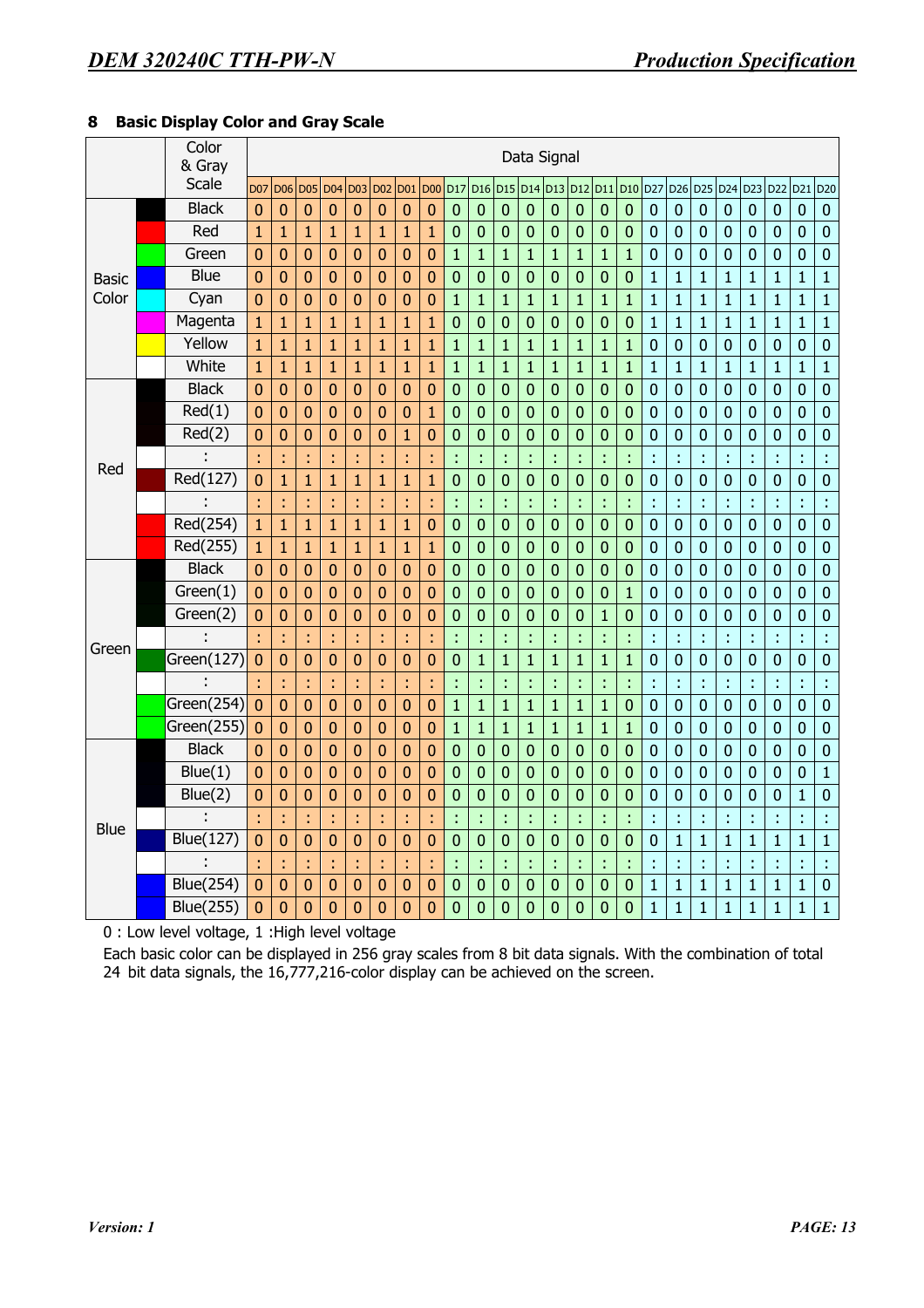## 8 Basic Display Color and Gray Scale

| | Color & Gray Scale | D07 | D06 | D05 | D04 | D03 | D02 | D01 | D00 | D17 | D16 | D15 | D14 | D13 | D12 | D11 | D10 | D27 | D26 | D25 | D24 | D23 | D22 | D21 | D20 |
|---|---|---|---|---|---|---|---|---|---|---|---|---|---|---|---|---|---|---|---|---|---|---|---|---|---|
| Basic Color | Black | 0 | 0 | 0 | 0 | 0 | 0 | 0 | 0 | 0 | 0 | 0 | 0 | 0 | 0 | 0 | 0 | 0 | 0 | 0 | 0 | 0 | 0 | 0 | 0 |
| | Red | 1 | 1 | 1 | 1 | 1 | 1 | 1 | 1 | 0 | 0 | 0 | 0 | 0 | 0 | 0 | 0 | 0 | 0 | 0 | 0 | 0 | 0 | 0 | 0 |
| | Green | 0 | 0 | 0 | 0 | 0 | 0 | 0 | 0 | 1 | 1 | 1 | 1 | 1 | 1 | 1 | 1 | 0 | 0 | 0 | 0 | 0 | 0 | 0 | 0 |
| | Blue | 0 | 0 | 0 | 0 | 0 | 0 | 0 | 0 | 0 | 0 | 0 | 0 | 0 | 0 | 0 | 0 | 1 | 1 | 1 | 1 | 1 | 1 | 1 | 1 |
| | Cyan | 0 | 0 | 0 | 0 | 0 | 0 | 0 | 0 | 1 | 1 | 1 | 1 | 1 | 1 | 1 | 1 | 1 | 1 | 1 | 1 | 1 | 1 | 1 | 1 |
| | Magenta | 1 | 1 | 1 | 1 | 1 | 1 | 1 | 1 | 0 | 0 | 0 | 0 | 0 | 0 | 0 | 0 | 1 | 1 | 1 | 1 | 1 | 1 | 1 | 1 |
| | Yellow | 1 | 1 | 1 | 1 | 1 | 1 | 1 | 1 | 1 | 1 | 1 | 1 | 1 | 1 | 1 | 1 | 0 | 0 | 0 | 0 | 0 | 0 | 0 | 0 |
| | White | 1 | 1 | 1 | 1 | 1 | 1 | 1 | 1 | 1 | 1 | 1 | 1 | 1 | 1 | 1 | 1 | 1 | 1 | 1 | 1 | 1 | 1 | 1 | 1 |
| Red | Black | 0 | 0 | 0 | 0 | 0 | 0 | 0 | 0 | 0 | 0 | 0 | 0 | 0 | 0 | 0 | 0 | 0 | 0 | 0 | 0 | 0 | 0 | 0 | 0 |
| | Red(1) | 0 | 0 | 0 | 0 | 0 | 0 | 0 | 1 | 0 | 0 | 0 | 0 | 0 | 0 | 0 | 0 | 0 | 0 | 0 | 0 | 0 | 0 | 0 | 0 |
| | Red(2) | 0 | 0 | 0 | 0 | 0 | 0 | 1 | 0 | 0 | 0 | 0 | 0 | 0 | 0 | 0 | 0 | 0 | 0 | 0 | 0 | 0 | 0 | 0 | 0 |
| | : | : | : | : | : | : | : | : | : | : | : | : | : | : | : | : | : | : | : | : | : | : | : | : | : |
| | Red(127) | 0 | 1 | 1 | 1 | 1 | 1 | 1 | 1 | 0 | 0 | 0 | 0 | 0 | 0 | 0 | 0 | 0 | 0 | 0 | 0 | 0 | 0 | 0 | 0 |
| | : | : | : | : | : | : | : | : | : | : | : | : | : | : | : | : | : | : | : | : | : | : | : | : | : |
| | Red(254) | 1 | 1 | 1 | 1 | 1 | 1 | 1 | 0 | 0 | 0 | 0 | 0 | 0 | 0 | 0 | 0 | 0 | 0 | 0 | 0 | 0 | 0 | 0 | 0 |
| | Red(255) | 1 | 1 | 1 | 1 | 1 | 1 | 1 | 1 | 0 | 0 | 0 | 0 | 0 | 0 | 0 | 0 | 0 | 0 | 0 | 0 | 0 | 0 | 0 | 0 |
| Green | Black | 0 | 0 | 0 | 0 | 0 | 0 | 0 | 0 | 0 | 0 | 0 | 0 | 0 | 0 | 0 | 0 | 0 | 0 | 0 | 0 | 0 | 0 | 0 | 0 |
| | Green(1) | 0 | 0 | 0 | 0 | 0 | 0 | 0 | 0 | 0 | 0 | 0 | 0 | 0 | 0 | 0 | 1 | 0 | 0 | 0 | 0 | 0 | 0 | 0 | 0 |
| | Green(2) | 0 | 0 | 0 | 0 | 0 | 0 | 0 | 0 | 0 | 0 | 0 | 0 | 0 | 0 | 1 | 0 | 0 | 0 | 0 | 0 | 0 | 0 | 0 | 0 |
| | : | : | : | : | : | : | : | : | : | : | : | : | : | : | : | : | : | : | : | : | : | : | : | : | : |
| | Green(127) | 0 | 0 | 0 | 0 | 0 | 0 | 0 | 0 | 0 | 1 | 1 | 1 | 1 | 1 | 1 | 1 | 0 | 0 | 0 | 0 | 0 | 0 | 0 | 0 |
| | : | : | : | : | : | : | : | : | : | : | : | : | : | : | : | : | : | : | : | : | : | : | : | : | : |
| | Green(254) | 0 | 0 | 0 | 0 | 0 | 0 | 0 | 0 | 1 | 1 | 1 | 1 | 1 | 1 | 1 | 0 | 0 | 0 | 0 | 0 | 0 | 0 | 0 | 0 |
| | Green(255) | 0 | 0 | 0 | 0 | 0 | 0 | 0 | 0 | 1 | 1 | 1 | 1 | 1 | 1 | 1 | 1 | 0 | 0 | 0 | 0 | 0 | 0 | 0 | 0 |
| Blue | Black | 0 | 0 | 0 | 0 | 0 | 0 | 0 | 0 | 0 | 0 | 0 | 0 | 0 | 0 | 0 | 0 | 0 | 0 | 0 | 0 | 0 | 0 | 0 | 0 |
| | Blue(1) | 0 | 0 | 0 | 0 | 0 | 0 | 0 | 0 | 0 | 0 | 0 | 0 | 0 | 0 | 0 | 0 | 0 | 0 | 0 | 0 | 0 | 0 | 0 | 1 |
| | Blue(2) | 0 | 0 | 0 | 0 | 0 | 0 | 0 | 0 | 0 | 0 | 0 | 0 | 0 | 0 | 0 | 0 | 0 | 0 | 0 | 0 | 0 | 0 | 1 | 0 |
| | : | : | : | : | : | : | : | : | : | : | : | : | : | : | : | : | : | : | : | : | : | : | : | : | : |
| | Blue(127) | 0 | 0 | 0 | 0 | 0 | 0 | 0 | 0 | 0 | 0 | 0 | 0 | 0 | 0 | 0 | 0 | 0 | 1 | 1 | 1 | 1 | 1 | 1 | 1 |
| | : | : | : | : | : | : | : | : | : | : | : | : | : | : | : | : | : | : | : | : | : | : | : | : | : |
| | Blue(254) | 0 | 0 | 0 | 0 | 0 | 0 | 0 | 0 | 0 | 0 | 0 | 0 | 0 | 0 | 0 | 0 | 1 | 1 | 1 | 1 | 1 | 1 | 1 | 0 |
| | Blue(255) | 0 | 0 | 0 | 0 | 0 | 0 | 0 | 0 | 0 | 0 | 0 | 0 | 0 | 0 | 0 | 0 | 1 | 1 | 1 | 1 | 1 | 1 | 1 | 1 |

0 : Low level voltage, 1 :High level voltage

Each basic color can be displayed in 256 gray scales from 8 bit data signals. With the combination of total 24 bit data signals, the 16,777,216-color display can be achieved on the screen.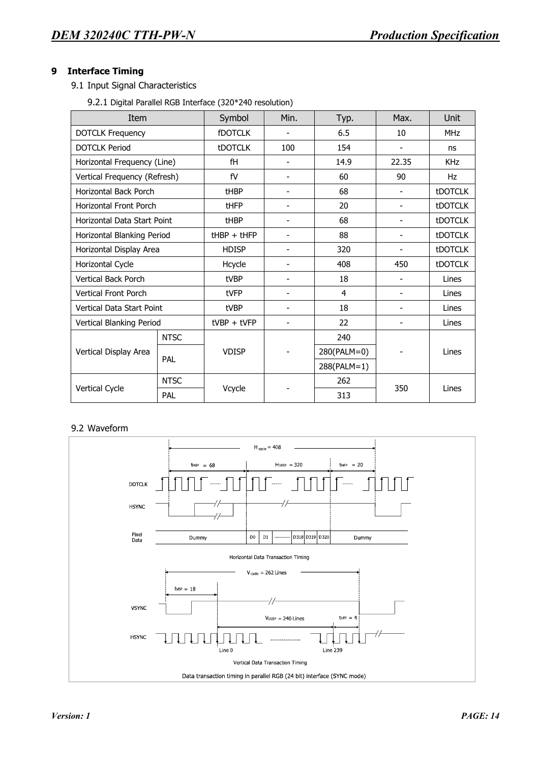## 9 Interface Timing

### 9.1 Input Signal Characteristics

#### 9.2.1 Digital Parallel RGB Interface (320*240 resolution)

| Item | | Symbol | Min. | Typ. | Max. | Unit |
|---|---|---|---|---|---|---|
| DOTCLK Frequency | | fDOTCLK | - | 6.5 | 10 | MHz |
| DOTCLK Period | | tDOTCLK | 100 | 154 | - | ns |
| Horizontal Frequency (Line) | | fH | - | 14.9 | 22.35 | KHz |
| Vertical Frequency (Refresh) | | fV | - | 60 | 90 | Hz |
| Horizontal Back Porch | | tHBP | - | 68 | - | tDOTCLK |
| Horizontal Front Porch | | tHFP | - | 20 | - | tDOTCLK |
| Horizontal Data Start Point | | tHBP | - | 68 | - | tDOTCLK |
| Horizontal Blanking Period | | tHBP + tHFP | - | 88 | - | tDOTCLK |
| Horizontal Display Area | | HDISP | - | 320 | - | tDOTCLK |
| Horizontal Cycle | | Hcycle | - | 408 | 450 | tDOTCLK |
| Vertical Back Porch | | tVBP | - | 18 | - | Lines |
| Vertical Front Porch | | tVFP | - | 4 | - | Lines |
| Vertical Data Start Point | | tVBP | - | 18 | - | Lines |
| Vertical Blanking Period | | tVBP + tVFP | - | 22 | - | Lines |
| Vertical Display Area | NTSC | VDISP | - | 240 | - | Lines |
| | PAL | | | 280(PALM=0) | | |
| | | | | 288(PALM=1) | | |
| Vertical Cycle | NTSC | Vcycle | - | 262 | 350 | Lines |
| | PAL | | | 313 | | |

### 9.2 Waveform

Horizontal Data Transaction Timing

Vertical Data Transaction Timing

Data transaction timing in parallel RGB (24 bit) interface (SYNC mode)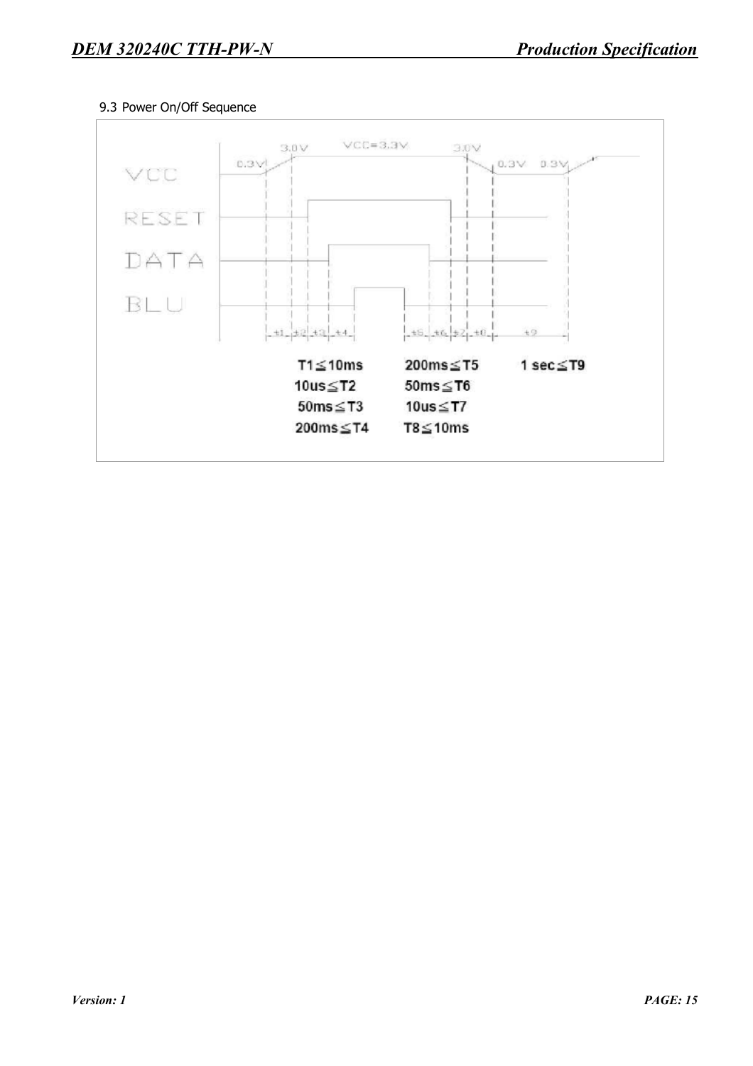9.3 Power On/Off Sequence

VCC

RESET

DATA

BLU

0.3V 3.0V VCC=3.3V 3.0V 0.3V 0.3V

t1 t2 t3 t4 t5 t6 t7 t8 t9

T1≦10ms 200ms≦T5 1 sec≦T9

10us≦T2 50ms≦T6

50ms≦T3 10us≦T7

200ms≦T4 T8≦10ms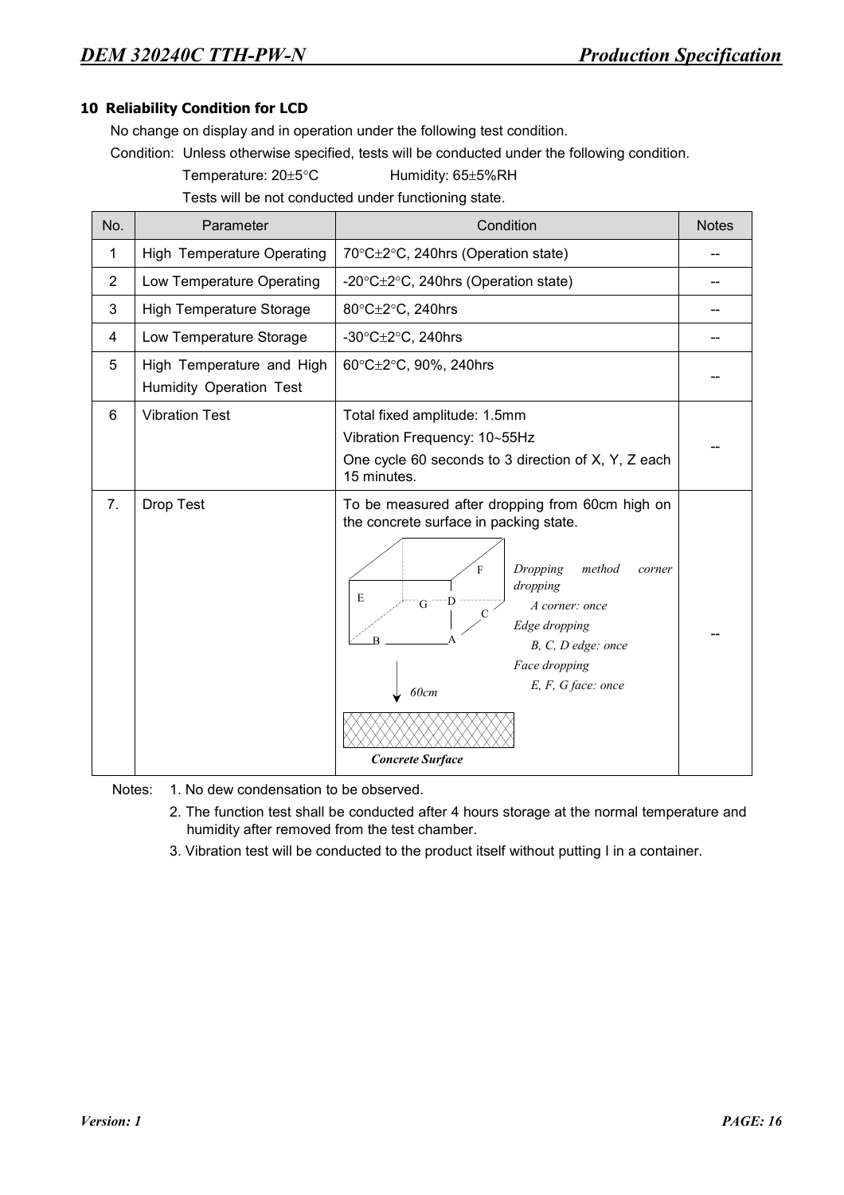## 10 Reliability Condition for LCD

No change on display and in operation under the following test condition.

Condition: Unless otherwise specified, tests will be conducted under the following condition.

Temperature: 20±5°C Humidity: 65±5%RH

Tests will be not conducted under functioning state.

| No. | Parameter | Condition | Notes |
|---|---|---|---|
| 1 | High Temperature Operating | 70°C±2°C, 240hrs (Operation state) | -- |
| 2 | Low Temperature Operating | -20°C±2°C, 240hrs (Operation state) | -- |
| 3 | High Temperature Storage | 80°C±2°C, 240hrs | -- |
| 4 | Low Temperature Storage | -30°C±2°C, 240hrs | -- |
| 5 | High Temperature and High Humidity Operation Test | 60°C±2°C, 90%, 240hrs | -- |
| 6 | Vibration Test | Total fixed amplitude: 1.5mm<br>Vibration Frequency: 10~55Hz<br>One cycle 60 seconds to 3 direction of X, Y, Z each 15 minutes. | -- |
| 7. | Drop Test | To be measured after dropping from 60cm high on the concrete surface in packing state.<br>*Dropping method corner dropping*<br>*A corner: once*<br>*Edge dropping*<br>*B, C, D edge: once*<br>*Face dropping*<br>*E, F, G face: once*<br>*60cm*<br>***Concrete Surface*** | -- |

Notes: 1. No dew condensation to be observed.

2. The function test shall be conducted after 4 hours storage at the normal temperature and humidity after removed from the test chamber.

3. Vibration test will be conducted to the product itself without putting I in a container.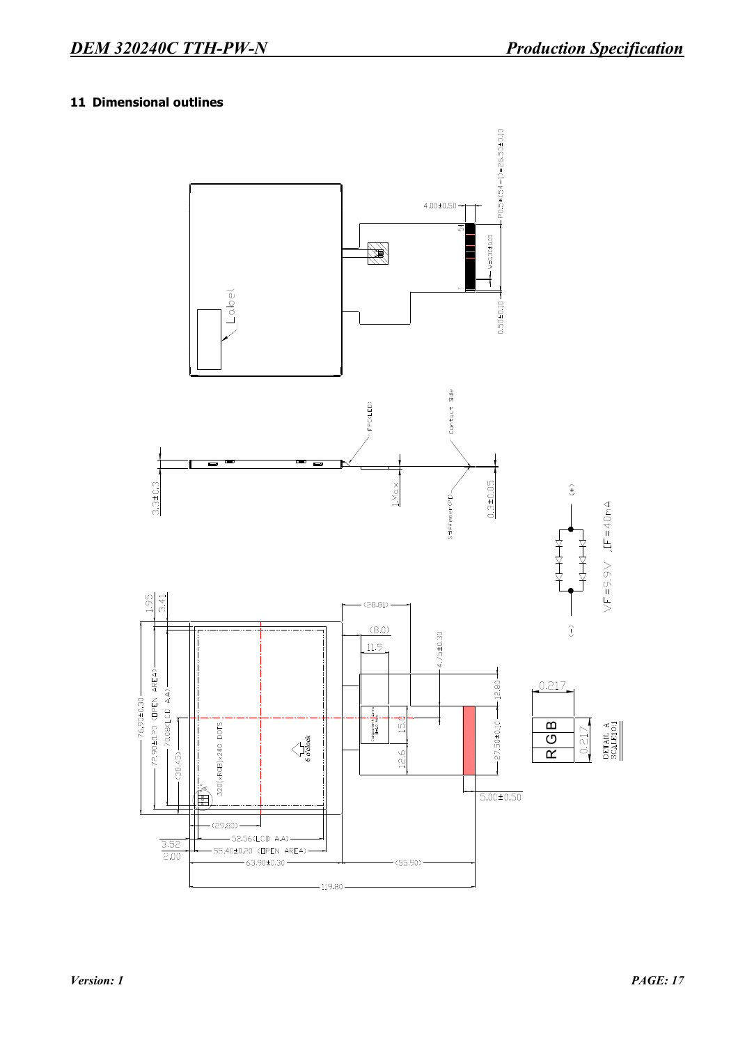## 11 Dimensional outlines

Label

4.00±0.50

P0.5*(54-1)=26.50±0.10

W=0.30±0.05

0.50±0.10

FPC+LED

Contact Side

3.3±0.3

1Max

Stiffener(PI)

0.3±0.05

(+)

(-)

VF=9.9V IF=40mA

1.95

3.41

76.90±0.30

72.90±0.20 (OPEN AREA)

70.08(LCD AA)

(38.45)

320(xRGB)x240 DOTS

6 o'clock

(28.81)

(8.0)

11.9

4.75±0.30

12.80

15.0

12.6

27.50±0.10

5.00±0.50

0.217

0.217

R G B

DETAIL A
SCALE10:1

(29.80)

52.56(LCD AA)

55.40±0.20 (OPEN AREA)

63.90±0.30

(55.90)

119.80

3.52

2.00